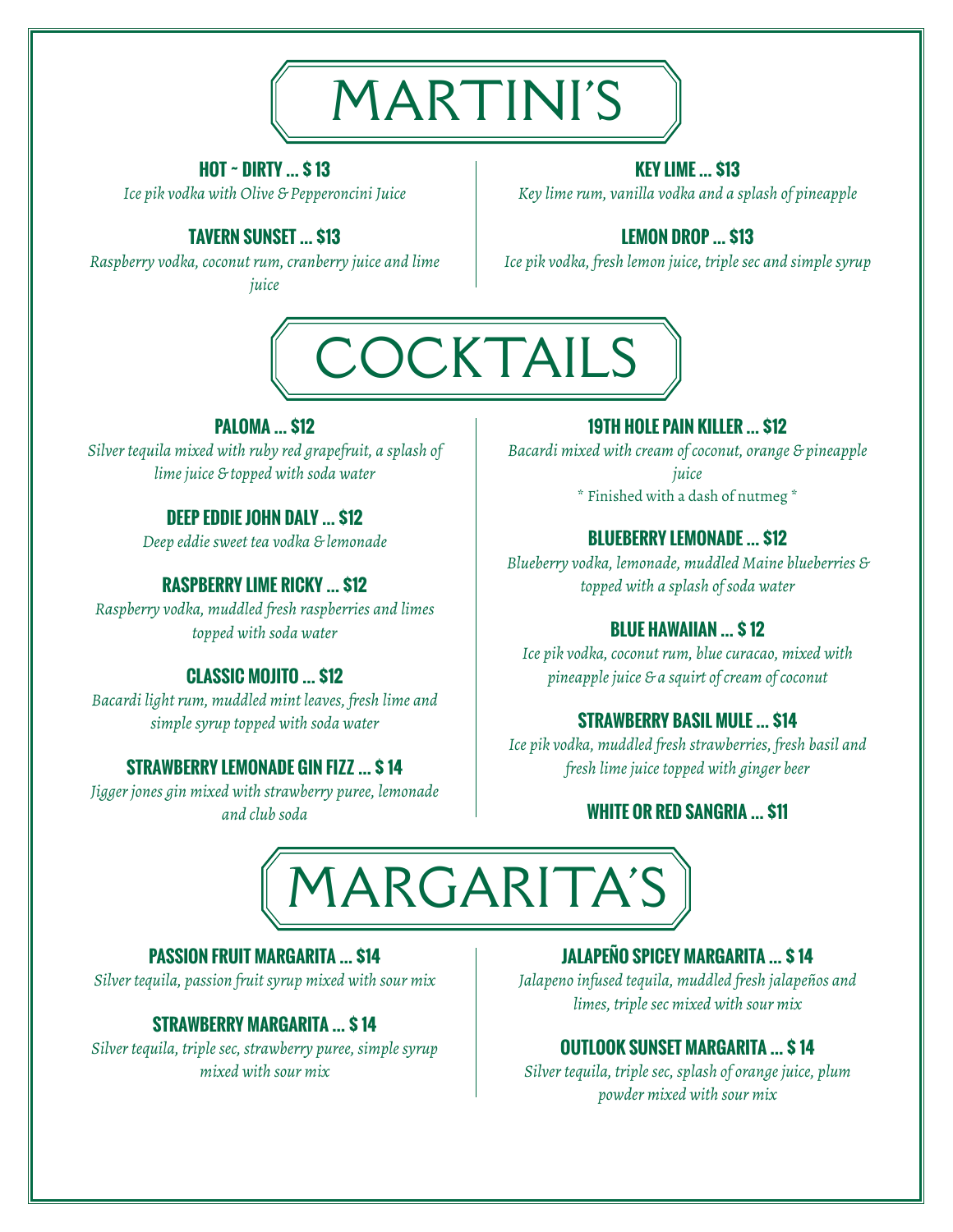# MARTINI'S

**HOT ~ DIRTY ... $ 13**

*Ice pik vodka with Olive & Pepperoncini Juice*

**TAVERN SUNSET ... $13**

*Raspberry vodka, coconut rum, cranberry juice and lime juice*

**KEY LIME ... $13**

*Key lime rum, vanilla vodka and a splash of pineapple*

**LEMON DROP ... $13**

*Ice pik vodka, fresh lemon juice, triple sec and simple syrup*

# COCKTAILS

**PALOMA ... $12**

*Silver tequila mixed with ruby red grapefruit, a splash of lime juice & topped with soda water*

**DEEP EDDIE JOHN DALY ... $12**

*Deep eddie sweet tea vodka & lemonade*

**RASPBERRY LIME RICKY ... $12**

*Raspberry vodka, muddled fresh raspberries and limes topped with soda water*

**CLASSIC MOJITO ... $12**

*Bacardi light rum, muddled mint leaves, fresh lime and simple syrup topped with soda water*

**STRAWBERRY LEMONADE GIN FIZZ ... $ 14**

*Jigger jones gin mixed with strawberry puree, lemonade and club soda*

**19TH HOLE PAIN KILLER ... $12**

*Bacardi mixed with cream of coconut, orange & pineapple juice*

* Finished with a dash of nutmeg *

**BLUEBERRY LEMONADE ... $12**

*Blueberry vodka, lemonade, muddled Maine blueberries & topped with a splash of soda water*

**BLUE HAWAIIAN ... $ 12**

*Ice pik vodka, coconut rum, blue curacao, mixed with pineapple juice & a squirt of cream of coconut*

**STRAWBERRY BASIL MULE ... $14**

*Ice pik vodka, muddled fresh strawberries, fresh basil and fresh lime juice topped with ginger beer*

**WHITE OR RED SANGRIA ... $11**

# MARGARITA'S

**PASSION FRUIT MARGARITA ... $14**

*Silver tequila, passion fruit syrup mixed with sour mix*

**STRAWBERRY MARGARITA ... $ 14**

*Silver tequila, triple sec, strawberry puree, simple syrup mixed with sour mix*

**JALAPEÑO SPICEY MARGARITA ... $ 14**

*Jalapeno infused tequila, muddled fresh jalapeños and limes, triple sec mixed with sour mix*

**OUTLOOK SUNSET MARGARITA ... $ 14**

*Silver tequila, triple sec, splash of orange juice, plum powder mixed with sour mix*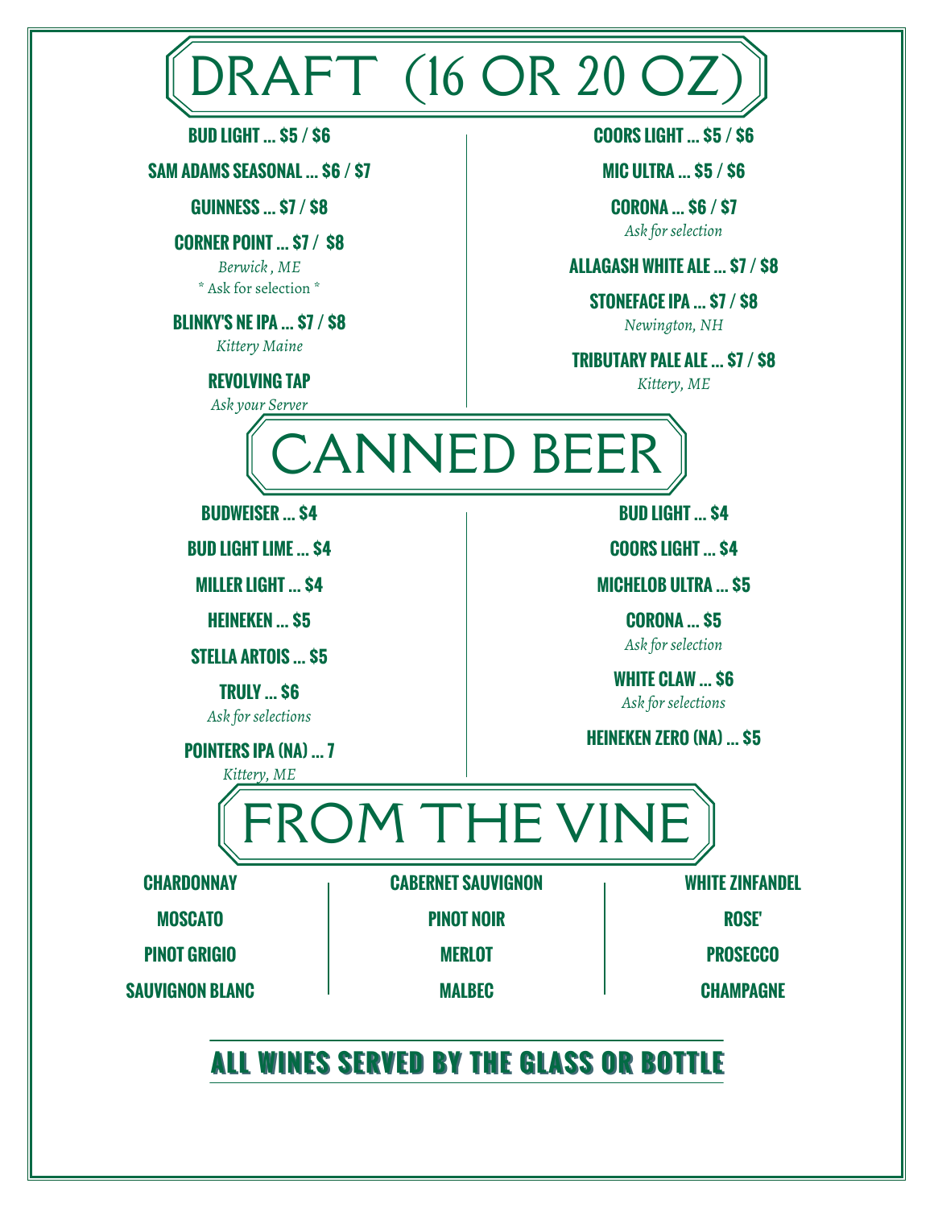# DRAFT (16 OR 20 OZ)

**BUD LIGHT ... $5 / $6**

**SAM ADAMS SEASONAL ... $6 / $7**

**GUINNESS ... $7 / $8**

**CORNER POINT ... $7 / $8**
*Berwick , ME*
* Ask for selection *

**BLINKY'S NE IPA ... $7 / $8**
*Kittery Maine*

**REVOLVING TAP**
*Ask your Server*

**COORS LIGHT ... $5 / $6**

**MIC ULTRA ... $5 / $6**

**CORONA ... $6 / $7**
*Ask for selection*

**ALLAGASH WHITE ALE ... $7 / $8**

**STONEFACE IPA ... $7 / $8**
*Newington, NH*

**TRIBUTARY PALE ALE ... $7 / $8**
*Kittery, ME*

# CANNED BEER

**BUDWEISER ... $4**

**BUD LIGHT LIME ... $4**

**MILLER LIGHT ... $4**

**HEINEKEN ... $5**

**STELLA ARTOIS ... $5**

**TRULY ... $6**
*Ask for selections*

**POINTERS IPA (NA) ... 7**
*Kittery, ME*

**BUD LIGHT ... $4**

**COORS LIGHT ... $4**

**MICHELOB ULTRA ... $5**

**CORONA ... $5**
*Ask for selection*

**WHITE CLAW ... $6**
*Ask for selections*

**HEINEKEN ZERO (NA) ... $5**

# FROM THE VINE

**CHARDONNAY**

**MOSCATO**

**PINOT GRIGIO**

**SAUVIGNON BLANC**

**CABERNET SAUVIGNON**

**PINOT NOIR**

**MERLOT**

**MALBEC**

**WHITE ZINFANDEL**

**ROSE'**

**PROSECCO**

**CHAMPAGNE**

**ALL WINES SERVED BY THE GLASS OR BOTTLE**